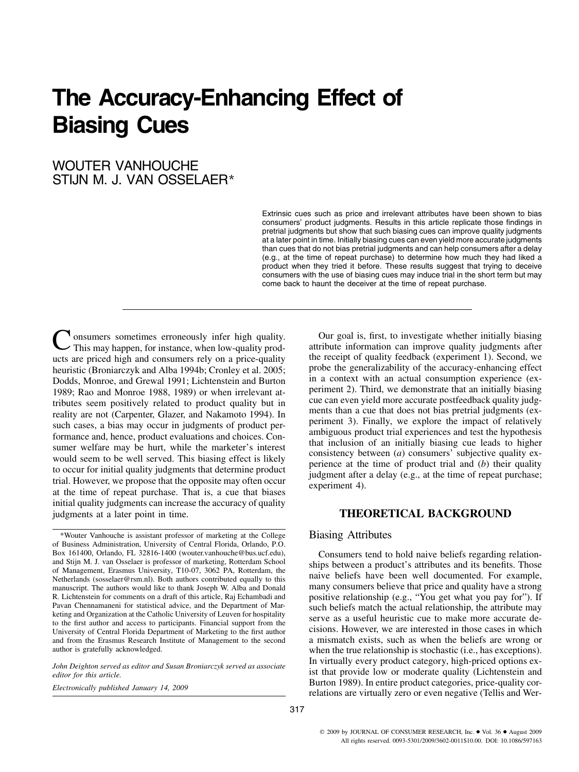# The Accuracy-Enhancing Effect of Biasing Cues

WOUTER VANHOUCHE
STIJN M. J. VAN OSSELAER*

Extrinsic cues such as price and irrelevant attributes have been shown to bias consumers' product judgments. Results in this article replicate those findings in pretrial judgments but show that such biasing cues can improve quality judgments at a later point in time. Initially biasing cues can even yield more accurate judgments than cues that do not bias pretrial judgments and can help consumers after a delay (e.g., at the time of repeat purchase) to determine how much they had liked a product when they tried it before. These results suggest that trying to deceive consumers with the use of biasing cues may induce trial in the short term but may come back to haunt the deceiver at the time of repeat purchase.

---

Consumers sometimes erroneously infer high quality. This may happen, for instance, when low-quality products are priced high and consumers rely on a price-quality heuristic (Broniarczyk and Alba 1994b; Cronley et al. 2005; Dodds, Monroe, and Grewal 1991; Lichtenstein and Burton 1989; Rao and Monroe 1988, 1989) or when irrelevant attributes seem positively related to product quality but in reality are not (Carpenter, Glazer, and Nakamoto 1994). In such cases, a bias may occur in judgments of product performance and, hence, product evaluations and choices. Consumer welfare may be hurt, while the marketer's interest would seem to be well served. This biasing effect is likely to occur for initial quality judgments that determine product trial. However, we propose that the opposite may often occur at the time of repeat purchase. That is, a cue that biases initial quality judgments can increase the accuracy of quality judgments at a later point in time.

*Wouter Vanhouche is assistant professor of marketing at the College of Business Administration, University of Central Florida, Orlando, P.O. Box 161400, Orlando, FL 32816-1400 (wouter.vanhouche@bus.ucf.edu), and Stijn M. J. van Osselaer is professor of marketing, Rotterdam School of Management, Erasmus University, T10-07, 3062 PA, Rotterdam, the Netherlands (sosselaer@rsm.nl). Both authors contributed equally to this manuscript. The authors would like to thank Joseph W. Alba and Donald R. Lichtenstein for comments on a draft of this article, Raj Echambadi and Pavan Chennamaneni for statistical advice, and the Department of Marketing and Organization at the Catholic University of Leuven for hospitality to the first author and access to participants. Financial support from the University of Central Florida Department of Marketing to the first author and from the Erasmus Research Institute of Management to the second author is gratefully acknowledged.

*John Deighton served as editor and Susan Broniarczyk served as associate editor for this article.*

*Electronically published January 14, 2009*

Our goal is, first, to investigate whether initially biasing attribute information can improve quality judgments after the receipt of quality feedback (experiment 1). Second, we probe the generalizability of the accuracy-enhancing effect in a context with an actual consumption experience (experiment 2). Third, we demonstrate that an initially biasing cue can even yield more accurate postfeedback quality judgments than a cue that does not bias pretrial judgments (experiment 3). Finally, we explore the impact of relatively ambiguous product trial experiences and test the hypothesis that inclusion of an initially biasing cue leads to higher consistency between (*a*) consumers' subjective quality experience at the time of product trial and (*b*) their quality judgment after a delay (e.g., at the time of repeat purchase; experiment 4).

## THEORETICAL BACKGROUND

### Biasing Attributes

Consumers tend to hold naive beliefs regarding relationships between a product's attributes and its benefits. Those naive beliefs have been well documented. For example, many consumers believe that price and quality have a strong positive relationship (e.g., "You get what you pay for"). If such beliefs match the actual relationship, the attribute may serve as a useful heuristic cue to make more accurate decisions. However, we are interested in those cases in which a mismatch exists, such as when the beliefs are wrong or when the true relationship is stochastic (i.e., has exceptions). In virtually every product category, high-priced options exist that provide low or moderate quality (Lichtenstein and Burton 1989). In entire product categories, price-quality correlations are virtually zero or even negative (Tellis and Wer-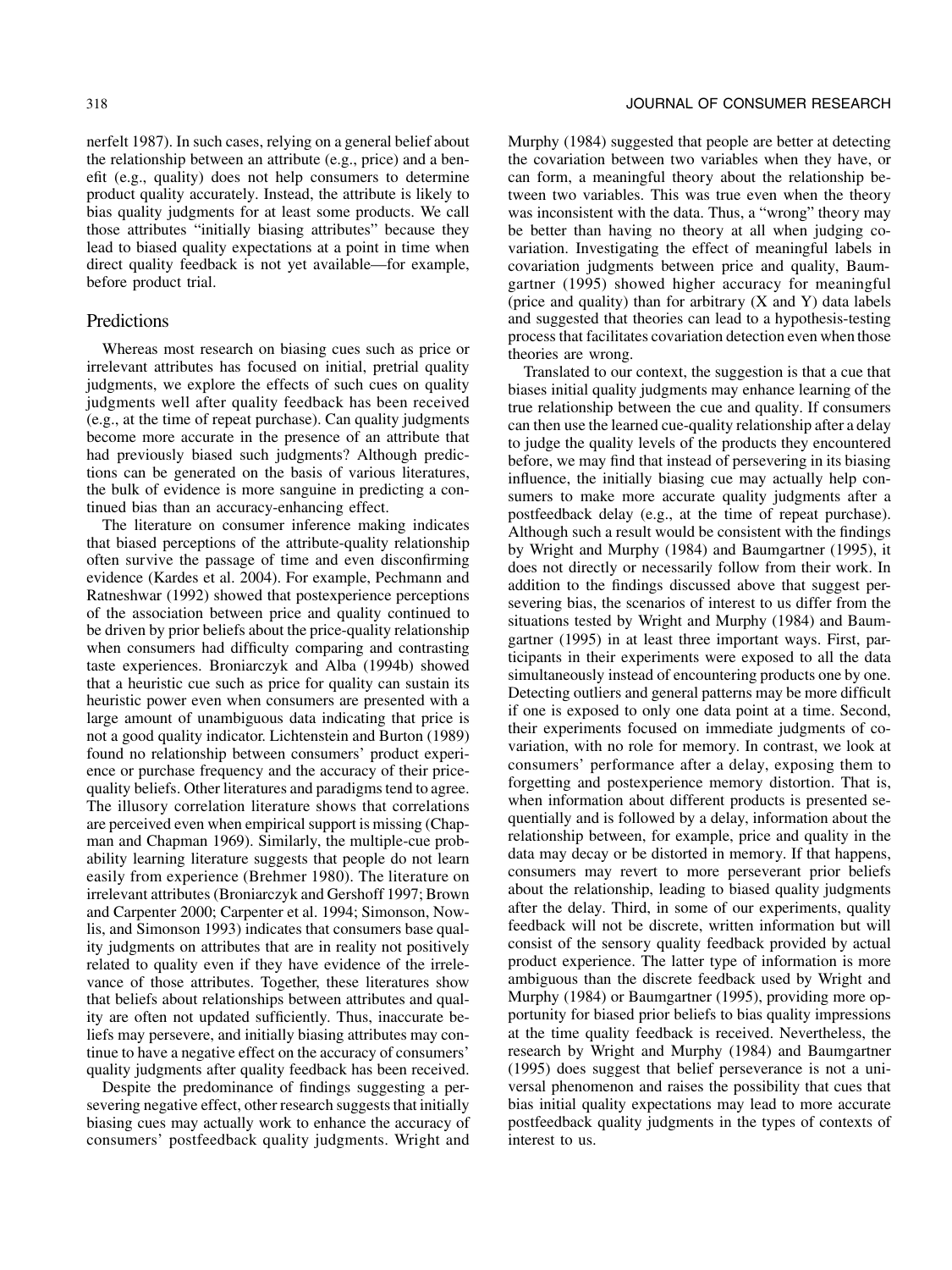nerfelt 1987). In such cases, relying on a general belief about the relationship between an attribute (e.g., price) and a benefit (e.g., quality) does not help consumers to determine product quality accurately. Instead, the attribute is likely to bias quality judgments for at least some products. We call those attributes "initially biasing attributes" because they lead to biased quality expectations at a point in time when direct quality feedback is not yet available—for example, before product trial.

## Predictions

Whereas most research on biasing cues such as price or irrelevant attributes has focused on initial, pretrial quality judgments, we explore the effects of such cues on quality judgments well after quality feedback has been received (e.g., at the time of repeat purchase). Can quality judgments become more accurate in the presence of an attribute that had previously biased such judgments? Although predictions can be generated on the basis of various literatures, the bulk of evidence is more sanguine in predicting a continued bias than an accuracy-enhancing effect.

The literature on consumer inference making indicates that biased perceptions of the attribute-quality relationship often survive the passage of time and even disconfirming evidence (Kardes et al. 2004). For example, Pechmann and Ratneshwar (1992) showed that postexperience perceptions of the association between price and quality continued to be driven by prior beliefs about the price-quality relationship when consumers had difficulty comparing and contrasting taste experiences. Broniarczyk and Alba (1994b) showed that a heuristic cue such as price for quality can sustain its heuristic power even when consumers are presented with a large amount of unambiguous data indicating that price is not a good quality indicator. Lichtenstein and Burton (1989) found no relationship between consumers' product experience or purchase frequency and the accuracy of their price-quality beliefs. Other literatures and paradigms tend to agree. The illusory correlation literature shows that correlations are perceived even when empirical support is missing (Chapman and Chapman 1969). Similarly, the multiple-cue probability learning literature suggests that people do not learn easily from experience (Brehmer 1980). The literature on irrelevant attributes (Broniarczyk and Gershoff 1997; Brown and Carpenter 2000; Carpenter et al. 1994; Simonson, Nowlis, and Simonson 1993) indicates that consumers base quality judgments on attributes that are in reality not positively related to quality even if they have evidence of the irrelevance of those attributes. Together, these literatures show that beliefs about relationships between attributes and quality are often not updated sufficiently. Thus, inaccurate beliefs may persevere, and initially biasing attributes may continue to have a negative effect on the accuracy of consumers' quality judgments after quality feedback has been received.

Despite the predominance of findings suggesting a persevering negative effect, other research suggests that initially biasing cues may actually work to enhance the accuracy of consumers' postfeedback quality judgments. Wright and Murphy (1984) suggested that people are better at detecting the covariation between two variables when they have, or can form, a meaningful theory about the relationship between two variables. This was true even when the theory was inconsistent with the data. Thus, a "wrong" theory may be better than having no theory at all when judging covariation. Investigating the effect of meaningful labels in covariation judgments between price and quality, Baumgartner (1995) showed higher accuracy for meaningful (price and quality) than for arbitrary (X and Y) data labels and suggested that theories can lead to a hypothesis-testing process that facilitates covariation detection even when those theories are wrong.

Translated to our context, the suggestion is that a cue that biases initial quality judgments may enhance learning of the true relationship between the cue and quality. If consumers can then use the learned cue-quality relationship after a delay to judge the quality levels of the products they encountered before, we may find that instead of persevering in its biasing influence, the initially biasing cue may actually help consumers to make more accurate quality judgments after a postfeedback delay (e.g., at the time of repeat purchase). Although such a result would be consistent with the findings by Wright and Murphy (1984) and Baumgartner (1995), it does not directly or necessarily follow from their work. In addition to the findings discussed above that suggest persevering bias, the scenarios of interest to us differ from the situations tested by Wright and Murphy (1984) and Baumgartner (1995) in at least three important ways. First, participants in their experiments were exposed to all the data simultaneously instead of encountering products one by one. Detecting outliers and general patterns may be more difficult if one is exposed to only one data point at a time. Second, their experiments focused on immediate judgments of covariation, with no role for memory. In contrast, we look at consumers' performance after a delay, exposing them to forgetting and postexperience memory distortion. That is, when information about different products is presented sequentially and is followed by a delay, information about the relationship between, for example, price and quality in the data may decay or be distorted in memory. If that happens, consumers may revert to more perseverant prior beliefs about the relationship, leading to biased quality judgments after the delay. Third, in some of our experiments, quality feedback will not be discrete, written information but will consist of the sensory quality feedback provided by actual product experience. The latter type of information is more ambiguous than the discrete feedback used by Wright and Murphy (1984) or Baumgartner (1995), providing more opportunity for biased prior beliefs to bias quality impressions at the time quality feedback is received. Nevertheless, the research by Wright and Murphy (1984) and Baumgartner (1995) does suggest that belief perseverance is not a universal phenomenon and raises the possibility that cues that bias initial quality expectations may lead to more accurate postfeedback quality judgments in the types of contexts of interest to us.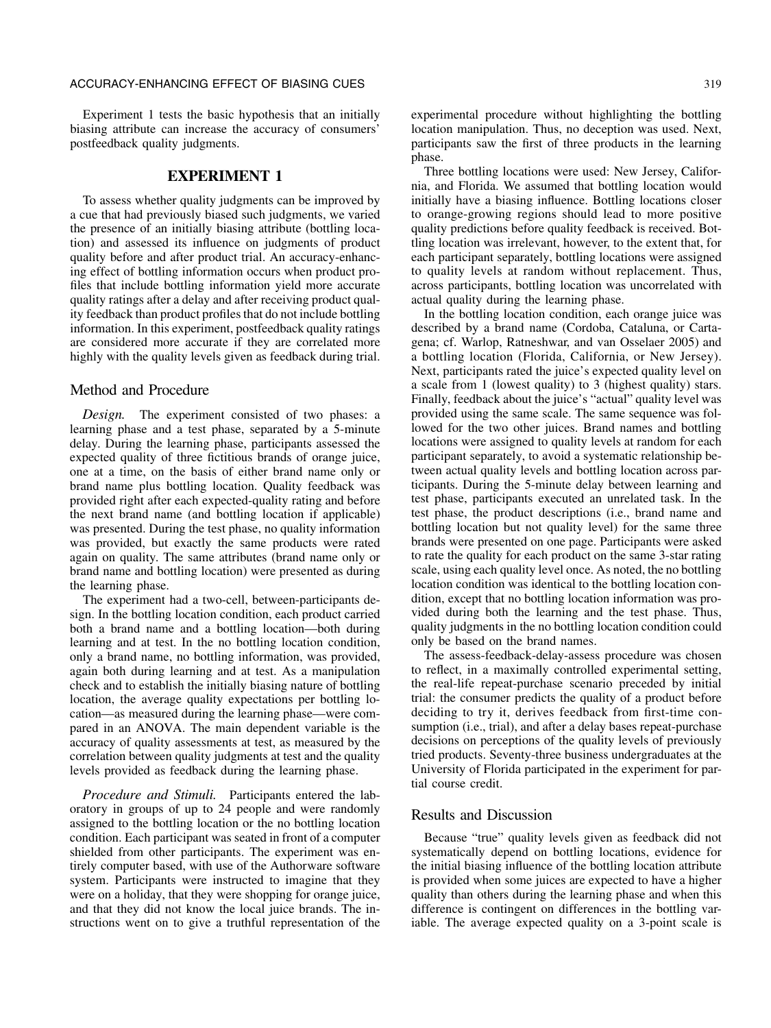Experiment 1 tests the basic hypothesis that an initially biasing attribute can increase the accuracy of consumers' postfeedback quality judgments.

## EXPERIMENT 1

To assess whether quality judgments can be improved by a cue that had previously biased such judgments, we varied the presence of an initially biasing attribute (bottling location) and assessed its influence on judgments of product quality before and after product trial. An accuracy-enhancing effect of bottling information occurs when product profiles that include bottling information yield more accurate quality ratings after a delay and after receiving product quality feedback than product profiles that do not include bottling information. In this experiment, postfeedback quality ratings are considered more accurate if they are correlated more highly with the quality levels given as feedback during trial.

### Method and Procedure

*Design.* The experiment consisted of two phases: a learning phase and a test phase, separated by a 5-minute delay. During the learning phase, participants assessed the expected quality of three fictitious brands of orange juice, one at a time, on the basis of either brand name only or brand name plus bottling location. Quality feedback was provided right after each expected-quality rating and before the next brand name (and bottling location if applicable) was presented. During the test phase, no quality information was provided, but exactly the same products were rated again on quality. The same attributes (brand name only or brand name and bottling location) were presented as during the learning phase.

The experiment had a two-cell, between-participants design. In the bottling location condition, each product carried both a brand name and a bottling location—both during learning and at test. In the no bottling location condition, only a brand name, no bottling information, was provided, again both during learning and at test. As a manipulation check and to establish the initially biasing nature of bottling location, the average quality expectations per bottling location—as measured during the learning phase—were compared in an ANOVA. The main dependent variable is the accuracy of quality assessments at test, as measured by the correlation between quality judgments at test and the quality levels provided as feedback during the learning phase.

*Procedure and Stimuli.* Participants entered the laboratory in groups of up to 24 people and were randomly assigned to the bottling location or the no bottling location condition. Each participant was seated in front of a computer shielded from other participants. The experiment was entirely computer based, with use of the Authorware software system. Participants were instructed to imagine that they were on a holiday, that they were shopping for orange juice, and that they did not know the local juice brands. The instructions went on to give a truthful representation of the experimental procedure without highlighting the bottling location manipulation. Thus, no deception was used. Next, participants saw the first of three products in the learning phase.

Three bottling locations were used: New Jersey, California, and Florida. We assumed that bottling location would initially have a biasing influence. Bottling locations closer to orange-growing regions should lead to more positive quality predictions before quality feedback is received. Bottling location was irrelevant, however, to the extent that, for each participant separately, bottling locations were assigned to quality levels at random without replacement. Thus, across participants, bottling location was uncorrelated with actual quality during the learning phase.

In the bottling location condition, each orange juice was described by a brand name (Cordoba, Cataluna, or Cartagena; cf. Warlop, Ratneshwar, and van Osselaer 2005) and a bottling location (Florida, California, or New Jersey). Next, participants rated the juice's expected quality level on a scale from 1 (lowest quality) to 3 (highest quality) stars. Finally, feedback about the juice's "actual" quality level was provided using the same scale. The same sequence was followed for the two other juices. Brand names and bottling locations were assigned to quality levels at random for each participant separately, to avoid a systematic relationship between actual quality levels and bottling location across participants. During the 5-minute delay between learning and test phase, participants executed an unrelated task. In the test phase, the product descriptions (i.e., brand name and bottling location but not quality level) for the same three brands were presented on one page. Participants were asked to rate the quality for each product on the same 3-star rating scale, using each quality level once. As noted, the no bottling location condition was identical to the bottling location condition, except that no bottling location information was provided during both the learning and the test phase. Thus, quality judgments in the no bottling location condition could only be based on the brand names.

The assess-feedback-delay-assess procedure was chosen to reflect, in a maximally controlled experimental setting, the real-life repeat-purchase scenario preceded by initial trial: the consumer predicts the quality of a product before deciding to try it, derives feedback from first-time consumption (i.e., trial), and after a delay bases repeat-purchase decisions on perceptions of the quality levels of previously tried products. Seventy-three business undergraduates at the University of Florida participated in the experiment for partial course credit.

### Results and Discussion

Because "true" quality levels given as feedback did not systematically depend on bottling locations, evidence for the initial biasing influence of the bottling location attribute is provided when some juices are expected to have a higher quality than others during the learning phase and when this difference is contingent on differences in the bottling variable. The average expected quality on a 3-point scale is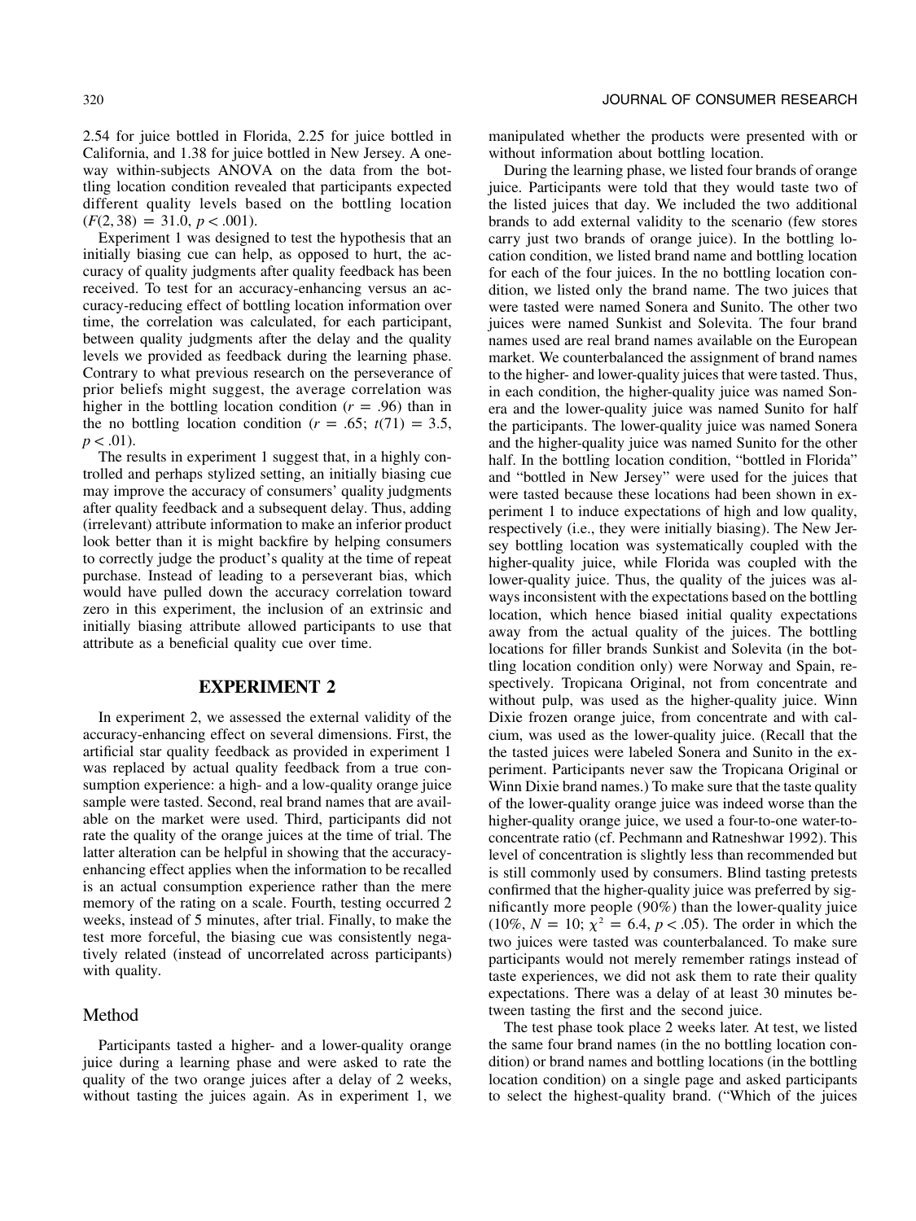2.54 for juice bottled in Florida, 2.25 for juice bottled in California, and 1.38 for juice bottled in New Jersey. A one-way within-subjects ANOVA on the data from the bottling location condition revealed that participants expected different quality levels based on the bottling location ($F(2, 38) = 31.0$, $p < .001$).

Experiment 1 was designed to test the hypothesis that an initially biasing cue can help, as opposed to hurt, the accuracy of quality judgments after quality feedback has been received. To test for an accuracy-enhancing versus an accuracy-reducing effect of bottling location information over time, the correlation was calculated, for each participant, between quality judgments after the delay and the quality levels we provided as feedback during the learning phase. Contrary to what previous research on the perseverance of prior beliefs might suggest, the average correlation was higher in the bottling location condition ($r = .96$) than in the no bottling location condition ($r = .65$; $t(71) = 3.5$, $p < .01$).

The results in experiment 1 suggest that, in a highly controlled and perhaps stylized setting, an initially biasing cue may improve the accuracy of consumers' quality judgments after quality feedback and a subsequent delay. Thus, adding (irrelevant) attribute information to make an inferior product look better than it is might backfire by helping consumers to correctly judge the product's quality at the time of repeat purchase. Instead of leading to a perseverant bias, which would have pulled down the accuracy correlation toward zero in this experiment, the inclusion of an extrinsic and initially biasing attribute allowed participants to use that attribute as a beneficial quality cue over time.

## EXPERIMENT 2

In experiment 2, we assessed the external validity of the accuracy-enhancing effect on several dimensions. First, the artificial star quality feedback as provided in experiment 1 was replaced by actual quality feedback from a true consumption experience: a high- and a low-quality orange juice sample were tasted. Second, real brand names that are available on the market were used. Third, participants did not rate the quality of the orange juices at the time of trial. The latter alteration can be helpful in showing that the accuracy-enhancing effect applies when the information to be recalled is an actual consumption experience rather than the mere memory of the rating on a scale. Fourth, testing occurred 2 weeks, instead of 5 minutes, after trial. Finally, to make the test more forceful, the biasing cue was consistently negatively related (instead of uncorrelated across participants) with quality.

### Method

Participants tasted a higher- and a lower-quality orange juice during a learning phase and were asked to rate the quality of the two orange juices after a delay of 2 weeks, without tasting the juices again. As in experiment 1, we manipulated whether the products were presented with or without information about bottling location.

During the learning phase, we listed four brands of orange juice. Participants were told that they would taste two of the listed juices that day. We included the two additional brands to add external validity to the scenario (few stores carry just two brands of orange juice). In the bottling location condition, we listed brand name and bottling location for each of the four juices. In the no bottling location condition, we listed only the brand name. The two juices that were tasted were named Sonera and Sunito. The other two juices were named Sunkist and Solevita. The four brand names used are real brand names available on the European market. We counterbalanced the assignment of brand names to the higher- and lower-quality juices that were tasted. Thus, in each condition, the higher-quality juice was named Sonera and the lower-quality juice was named Sunito for half the participants. The lower-quality juice was named Sonera and the higher-quality juice was named Sunito for the other half. In the bottling location condition, "bottled in Florida" and "bottled in New Jersey" were used for the juices that were tasted because these locations had been shown in experiment 1 to induce expectations of high and low quality, respectively (i.e., they were initially biasing). The New Jersey bottling location was systematically coupled with the higher-quality juice, while Florida was coupled with the lower-quality juice. Thus, the quality of the juices was always inconsistent with the expectations based on the bottling location, which hence biased initial quality expectations away from the actual quality of the juices. The bottling locations for filler brands Sunkist and Solevita (in the bottling location condition only) were Norway and Spain, respectively. Tropicana Original, not from concentrate and without pulp, was used as the higher-quality juice. Winn Dixie frozen orange juice, from concentrate and with calcium, was used as the lower-quality juice. (Recall that the the tasted juices were labeled Sonera and Sunito in the experiment. Participants never saw the Tropicana Original or Winn Dixie brand names.) To make sure that the taste quality of the lower-quality orange juice was indeed worse than the higher-quality orange juice, we used a four-to-one water-to-concentrate ratio (cf. Pechmann and Ratneshwar 1992). This level of concentration is slightly less than recommended but is still commonly used by consumers. Blind tasting pretests confirmed that the higher-quality juice was preferred by significantly more people (90%) than the lower-quality juice (10%, $N = 10$; $\chi^2 = 6.4$, $p < .05$). The order in which the two juices were tasted was counterbalanced. To make sure participants would not merely remember ratings instead of taste experiences, we did not ask them to rate their quality expectations. There was a delay of at least 30 minutes between tasting the first and the second juice.

The test phase took place 2 weeks later. At test, we listed the same four brand names (in the no bottling location condition) or brand names and bottling locations (in the bottling location condition) on a single page and asked participants to select the highest-quality brand. ("Which of the juices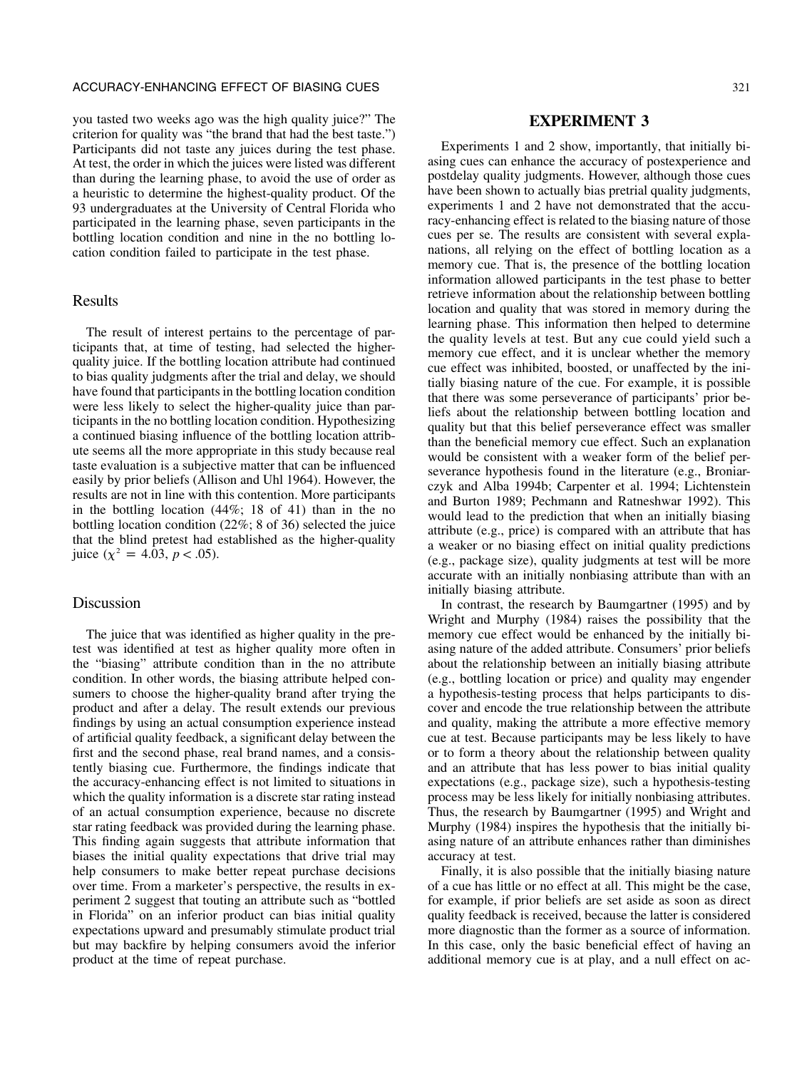you tasted two weeks ago was the high quality juice?" The criterion for quality was "the brand that had the best taste.") Participants did not taste any juices during the test phase. At test, the order in which the juices were listed was different than during the learning phase, to avoid the use of order as a heuristic to determine the highest-quality product. Of the 93 undergraduates at the University of Central Florida who participated in the learning phase, seven participants in the bottling location condition and nine in the no bottling location condition failed to participate in the test phase.

## Results

The result of interest pertains to the percentage of participants that, at time of testing, had selected the higher-quality juice. If the bottling location attribute had continued to bias quality judgments after the trial and delay, we should have found that participants in the bottling location condition were less likely to select the higher-quality juice than participants in the no bottling location condition. Hypothesizing a continued biasing influence of the bottling location attribute seems all the more appropriate in this study because real taste evaluation is a subjective matter that can be influenced easily by prior beliefs (Allison and Uhl 1964). However, the results are not in line with this contention. More participants in the bottling location (44%; 18 of 41) than in the no bottling location condition (22%; 8 of 36) selected the juice that the blind pretest had established as the higher-quality juice ($\chi^2 = 4.03$, $p < .05$).

## Discussion

The juice that was identified as higher quality in the pretest was identified at test as higher quality more often in the "biasing" attribute condition than in the no attribute condition. In other words, the biasing attribute helped consumers to choose the higher-quality brand after trying the product and after a delay. The result extends our previous findings by using an actual consumption experience instead of artificial quality feedback, a significant delay between the first and the second phase, real brand names, and a consistently biasing cue. Furthermore, the findings indicate that the accuracy-enhancing effect is not limited to situations in which the quality information is a discrete star rating instead of an actual consumption experience, because no discrete star rating feedback was provided during the learning phase. This finding again suggests that attribute information that biases the initial quality expectations that drive trial may help consumers to make better repeat purchase decisions over time. From a marketer's perspective, the results in experiment 2 suggest that touting an attribute such as "bottled in Florida" on an inferior product can bias initial quality expectations upward and presumably stimulate product trial but may backfire by helping consumers avoid the inferior product at the time of repeat purchase.

# EXPERIMENT 3

Experiments 1 and 2 show, importantly, that initially biasing cues can enhance the accuracy of postexperience and postdelay quality judgments. However, although those cues have been shown to actually bias pretrial quality judgments, experiments 1 and 2 have not demonstrated that the accuracy-enhancing effect is related to the biasing nature of those cues per se. The results are consistent with several explanations, all relying on the effect of bottling location as a memory cue. That is, the presence of the bottling location information allowed participants in the test phase to better retrieve information about the relationship between bottling location and quality that was stored in memory during the learning phase. This information then helped to determine the quality levels at test. But any cue could yield such a memory cue effect, and it is unclear whether the memory cue effect was inhibited, boosted, or unaffected by the initially biasing nature of the cue. For example, it is possible that there was some perseverance of participants' prior beliefs about the relationship between bottling location and quality but that this belief perseverance effect was smaller than the beneficial memory cue effect. Such an explanation would be consistent with a weaker form of the belief perseverance hypothesis found in the literature (e.g., Broniarczyk and Alba 1994b; Carpenter et al. 1994; Lichtenstein and Burton 1989; Pechmann and Ratneshwar 1992). This would lead to the prediction that when an initially biasing attribute (e.g., price) is compared with an attribute that has a weaker or no biasing effect on initial quality predictions (e.g., package size), quality judgments at test will be more accurate with an initially nonbiasing attribute than with an initially biasing attribute.

In contrast, the research by Baumgartner (1995) and by Wright and Murphy (1984) raises the possibility that the memory cue effect would be enhanced by the initially biasing nature of the added attribute. Consumers' prior beliefs about the relationship between an initially biasing attribute (e.g., bottling location or price) and quality may engender a hypothesis-testing process that helps participants to discover and encode the true relationship between the attribute and quality, making the attribute a more effective memory cue at test. Because participants may be less likely to have or to form a theory about the relationship between quality and an attribute that has less power to bias initial quality expectations (e.g., package size), such a hypothesis-testing process may be less likely for initially nonbiasing attributes. Thus, the research by Baumgartner (1995) and Wright and Murphy (1984) inspires the hypothesis that the initially biasing nature of an attribute enhances rather than diminishes accuracy at test.

Finally, it is also possible that the initially biasing nature of a cue has little or no effect at all. This might be the case, for example, if prior beliefs are set aside as soon as direct quality feedback is received, because the latter is considered more diagnostic than the former as a source of information. In this case, only the basic beneficial effect of having an additional memory cue is at play, and a null effect on ac-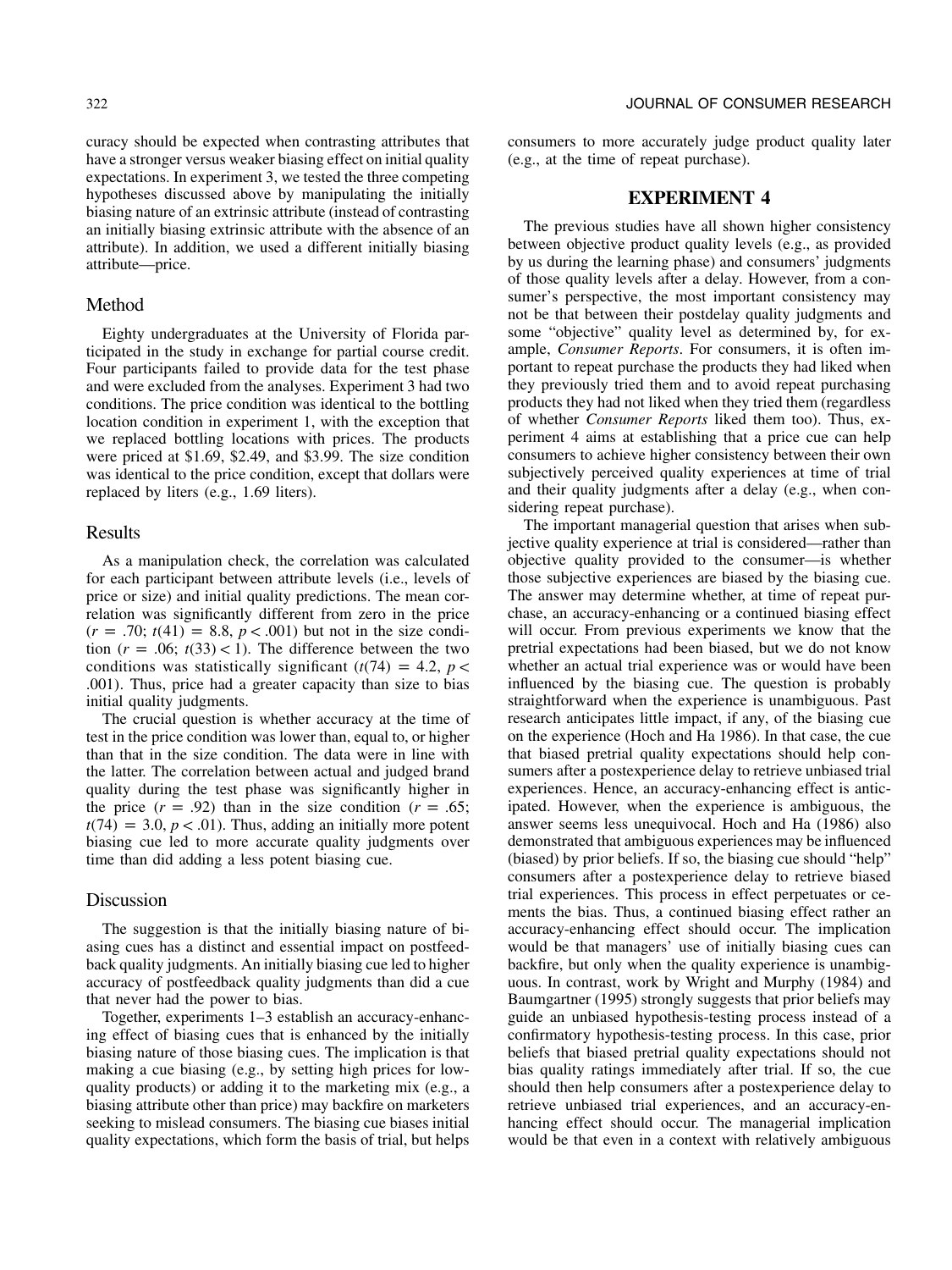curacy should be expected when contrasting attributes that have a stronger versus weaker biasing effect on initial quality expectations. In experiment 3, we tested the three competing hypotheses discussed above by manipulating the initially biasing nature of an extrinsic attribute (instead of contrasting an initially biasing extrinsic attribute with the absence of an attribute). In addition, we used a different initially biasing attribute—price.

### Method

Eighty undergraduates at the University of Florida participated in the study in exchange for partial course credit. Four participants failed to provide data for the test phase and were excluded from the analyses. Experiment 3 had two conditions. The price condition was identical to the bottling location condition in experiment 1, with the exception that we replaced bottling locations with prices. The products were priced at \$1.69, \$2.49, and \$3.99. The size condition was identical to the price condition, except that dollars were replaced by liters (e.g., 1.69 liters).

### Results

As a manipulation check, the correlation was calculated for each participant between attribute levels (i.e., levels of price or size) and initial quality predictions. The mean correlation was significantly different from zero in the price ($r = .70$; $t(41) = 8.8$, $p < .001$) but not in the size condition ($r = .06$; $t(33) < 1$). The difference between the two conditions was statistically significant ($t(74) = 4.2$, $p < .001$). Thus, price had a greater capacity than size to bias initial quality judgments.

The crucial question is whether accuracy at the time of test in the price condition was lower than, equal to, or higher than that in the size condition. The data were in line with the latter. The correlation between actual and judged brand quality during the test phase was significantly higher in the price ($r = .92$) than in the size condition ($r = .65$; $t(74) = 3.0$, $p < .01$). Thus, adding an initially more potent biasing cue led to more accurate quality judgments over time than did adding a less potent biasing cue.

### Discussion

The suggestion is that the initially biasing nature of biasing cues has a distinct and essential impact on postfeedback quality judgments. An initially biasing cue led to higher accuracy of postfeedback quality judgments than did a cue that never had the power to bias.

Together, experiments 1–3 establish an accuracy-enhancing effect of biasing cues that is enhanced by the initially biasing nature of those biasing cues. The implication is that making a cue biasing (e.g., by setting high prices for low-quality products) or adding it to the marketing mix (e.g., a biasing attribute other than price) may backfire on marketers seeking to mislead consumers. The biasing cue biases initial quality expectations, which form the basis of trial, but helps consumers to more accurately judge product quality later (e.g., at the time of repeat purchase).

## EXPERIMENT 4

The previous studies have all shown higher consistency between objective product quality levels (e.g., as provided by us during the learning phase) and consumers' judgments of those quality levels after a delay. However, from a consumer's perspective, the most important consistency may not be that between their postdelay quality judgments and some "objective" quality level as determined by, for example, *Consumer Reports*. For consumers, it is often important to repeat purchase the products they had liked when they previously tried them and to avoid repeat purchasing products they had not liked when they tried them (regardless of whether *Consumer Reports* liked them too). Thus, experiment 4 aims at establishing that a price cue can help consumers to achieve higher consistency between their own subjectively perceived quality experiences at time of trial and their quality judgments after a delay (e.g., when considering repeat purchase).

The important managerial question that arises when subjective quality experience at trial is considered—rather than objective quality provided to the consumer—is whether those subjective experiences are biased by the biasing cue. The answer may determine whether, at time of repeat purchase, an accuracy-enhancing or a continued biasing effect will occur. From previous experiments we know that the pretrial expectations had been biased, but we do not know whether an actual trial experience was or would have been influenced by the biasing cue. The question is probably straightforward when the experience is unambiguous. Past research anticipates little impact, if any, of the biasing cue on the experience (Hoch and Ha 1986). In that case, the cue that biased pretrial quality expectations should help consumers after a postexperience delay to retrieve unbiased trial experiences. Hence, an accuracy-enhancing effect is anticipated. However, when the experience is ambiguous, the answer seems less unequivocal. Hoch and Ha (1986) also demonstrated that ambiguous experiences may be influenced (biased) by prior beliefs. If so, the biasing cue should "help" consumers after a postexperience delay to retrieve biased trial experiences. This process in effect perpetuates or cements the bias. Thus, a continued biasing effect rather an accuracy-enhancing effect should occur. The implication would be that managers' use of initially biasing cues can backfire, but only when the quality experience is unambiguous. In contrast, work by Wright and Murphy (1984) and Baumgartner (1995) strongly suggests that prior beliefs may guide an unbiased hypothesis-testing process instead of a confirmatory hypothesis-testing process. In this case, prior beliefs that biased pretrial quality expectations should not bias quality ratings immediately after trial. If so, the cue should then help consumers after a postexperience delay to retrieve unbiased trial experiences, and an accuracy-enhancing effect should occur. The managerial implication would be that even in a context with relatively ambiguous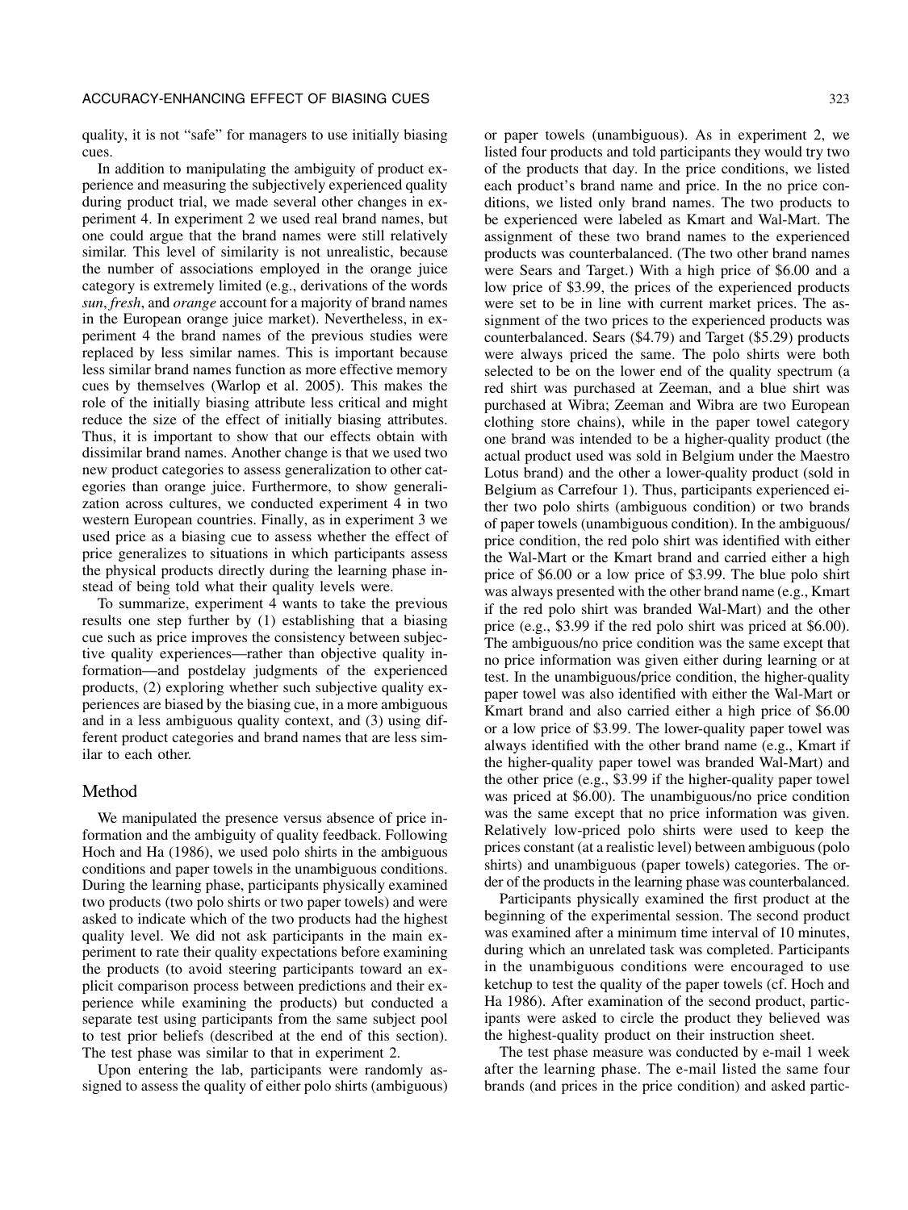quality, it is not "safe" for managers to use initially biasing cues.

In addition to manipulating the ambiguity of product experience and measuring the subjectively experienced quality during product trial, we made several other changes in experiment 4. In experiment 2 we used real brand names, but one could argue that the brand names were still relatively similar. This level of similarity is not unrealistic, because the number of associations employed in the orange juice category is extremely limited (e.g., derivations of the words *sun*, *fresh*, and *orange* account for a majority of brand names in the European orange juice market). Nevertheless, in experiment 4 the brand names of the previous studies were replaced by less similar names. This is important because less similar brand names function as more effective memory cues by themselves (Warlop et al. 2005). This makes the role of the initially biasing attribute less critical and might reduce the size of the effect of initially biasing attributes. Thus, it is important to show that our effects obtain with dissimilar brand names. Another change is that we used two new product categories to assess generalization to other categories than orange juice. Furthermore, to show generalization across cultures, we conducted experiment 4 in two western European countries. Finally, as in experiment 3 we used price as a biasing cue to assess whether the effect of price generalizes to situations in which participants assess the physical products directly during the learning phase instead of being told what their quality levels were.

To summarize, experiment 4 wants to take the previous results one step further by (1) establishing that a biasing cue such as price improves the consistency between subjective quality experiences—rather than objective quality information—and postdelay judgments of the experienced products, (2) exploring whether such subjective quality experiences are biased by the biasing cue, in a more ambiguous and in a less ambiguous quality context, and (3) using different product categories and brand names that are less similar to each other.

## Method

We manipulated the presence versus absence of price information and the ambiguity of quality feedback. Following Hoch and Ha (1986), we used polo shirts in the ambiguous conditions and paper towels in the unambiguous conditions. During the learning phase, participants physically examined two products (two polo shirts or two paper towels) and were asked to indicate which of the two products had the highest quality level. We did not ask participants in the main experiment to rate their quality expectations before examining the products (to avoid steering participants toward an explicit comparison process between predictions and their experience while examining the products) but conducted a separate test using participants from the same subject pool to test prior beliefs (described at the end of this section). The test phase was similar to that in experiment 2.

Upon entering the lab, participants were randomly assigned to assess the quality of either polo shirts (ambiguous) or paper towels (unambiguous). As in experiment 2, we listed four products and told participants they would try two of the products that day. In the price conditions, we listed each product's brand name and price. In the no price conditions, we listed only brand names. The two products to be experienced were labeled as Kmart and Wal-Mart. The assignment of these two brand names to the experienced products was counterbalanced. (The two other brand names were Sears and Target.) With a high price of \$6.00 and a low price of \$3.99, the prices of the experienced products were set to be in line with current market prices. The assignment of the two prices to the experienced products was counterbalanced. Sears (\$4.79) and Target (\$5.29) products were always priced the same. The polo shirts were both selected to be on the lower end of the quality spectrum (a red shirt was purchased at Zeeman, and a blue shirt was purchased at Wibra; Zeeman and Wibra are two European clothing store chains), while in the paper towel category one brand was intended to be a higher-quality product (the actual product used was sold in Belgium under the Maestro Lotus brand) and the other a lower-quality product (sold in Belgium as Carrefour 1). Thus, participants experienced either two polo shirts (ambiguous condition) or two brands of paper towels (unambiguous condition). In the ambiguous/price condition, the red polo shirt was identified with either the Wal-Mart or the Kmart brand and carried either a high price of \$6.00 or a low price of \$3.99. The blue polo shirt was always presented with the other brand name (e.g., Kmart if the red polo shirt was branded Wal-Mart) and the other price (e.g., \$3.99 if the red polo shirt was priced at \$6.00). The ambiguous/no price condition was the same except that no price information was given either during learning or at test. In the unambiguous/price condition, the higher-quality paper towel was also identified with either the Wal-Mart or Kmart brand and also carried either a high price of \$6.00 or a low price of \$3.99. The lower-quality paper towel was always identified with the other brand name (e.g., Kmart if the higher-quality paper towel was branded Wal-Mart) and the other price (e.g., \$3.99 if the higher-quality paper towel was priced at \$6.00). The unambiguous/no price condition was the same except that no price information was given. Relatively low-priced polo shirts were used to keep the prices constant (at a realistic level) between ambiguous (polo shirts) and unambiguous (paper towels) categories. The order of the products in the learning phase was counterbalanced.

Participants physically examined the first product at the beginning of the experimental session. The second product was examined after a minimum time interval of 10 minutes, during which an unrelated task was completed. Participants in the unambiguous conditions were encouraged to use ketchup to test the quality of the paper towels (cf. Hoch and Ha 1986). After examination of the second product, participants were asked to circle the product they believed was the highest-quality product on their instruction sheet.

The test phase measure was conducted by e-mail 1 week after the learning phase. The e-mail listed the same four brands (and prices in the price condition) and asked partic-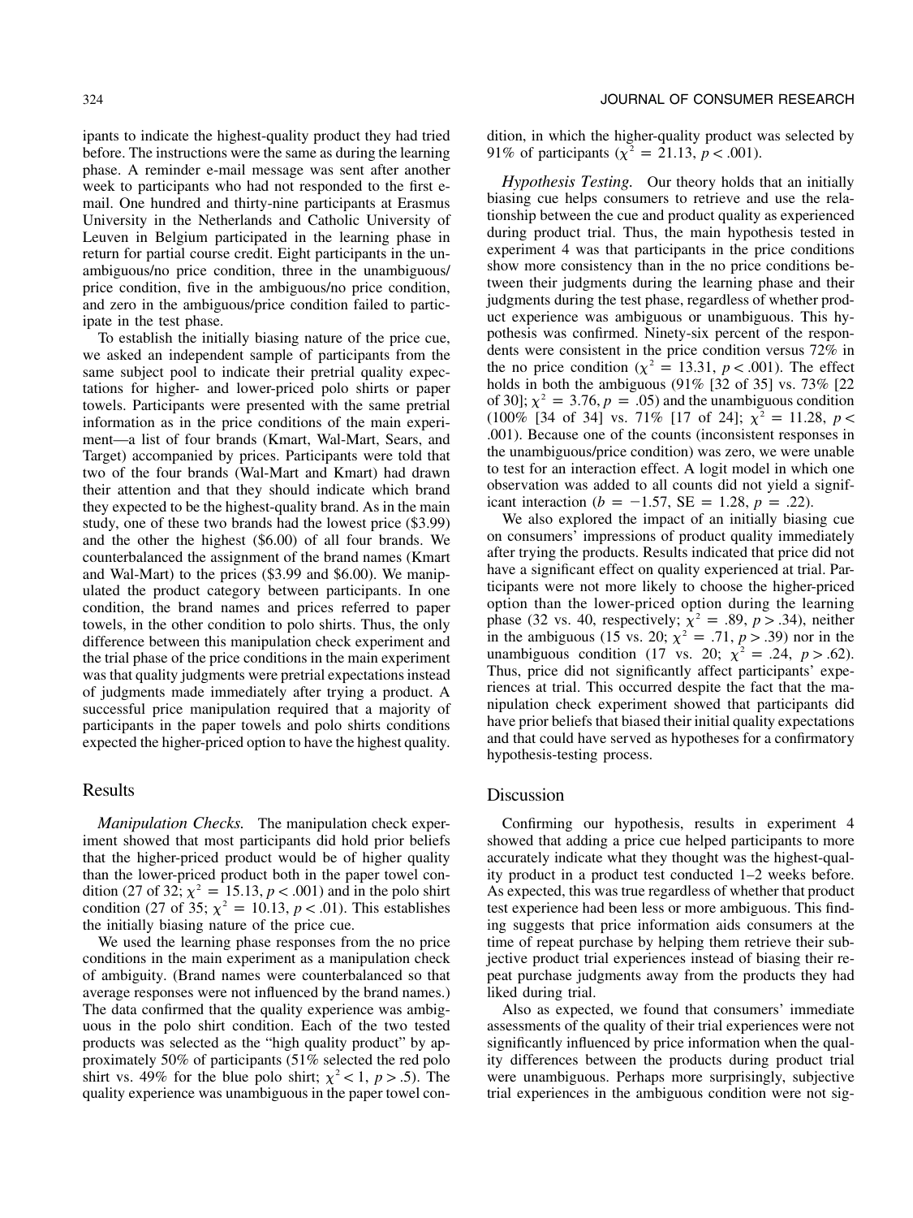ipants to indicate the highest-quality product they had tried before. The instructions were the same as during the learning phase. A reminder e-mail message was sent after another week to participants who had not responded to the first e-mail. One hundred and thirty-nine participants at Erasmus University in the Netherlands and Catholic University of Leuven in Belgium participated in the learning phase in return for partial course credit. Eight participants in the unambiguous/no price condition, three in the unambiguous/price condition, five in the ambiguous/no price condition, and zero in the ambiguous/price condition failed to participate in the test phase.

To establish the initially biasing nature of the price cue, we asked an independent sample of participants from the same subject pool to indicate their pretrial quality expectations for higher- and lower-priced polo shirts or paper towels. Participants were presented with the same pretrial information as in the price conditions of the main experiment—a list of four brands (Kmart, Wal-Mart, Sears, and Target) accompanied by prices. Participants were told that two of the four brands (Wal-Mart and Kmart) had drawn their attention and that they should indicate which brand they expected to be the highest-quality brand. As in the main study, one of these two brands had the lowest price ($3.99) and the other the highest ($6.00) of all four brands. We counterbalanced the assignment of the brand names (Kmart and Wal-Mart) to the prices ($3.99 and $6.00). We manipulated the product category between participants. In one condition, the brand names and prices referred to paper towels, in the other condition to polo shirts. Thus, the only difference between this manipulation check experiment and the trial phase of the price conditions in the main experiment was that quality judgments were pretrial expectations instead of judgments made immediately after trying a product. A successful price manipulation required that a majority of participants in the paper towels and polo shirts conditions expected the higher-priced option to have the highest quality.

## Results

*Manipulation Checks.* The manipulation check experiment showed that most participants did hold prior beliefs that the higher-priced product would be of higher quality than the lower-priced product both in the paper towel condition (27 of 32; $\chi^2 = 15.13$, $p < .001$) and in the polo shirt condition (27 of 35; $\chi^2 = 10.13$, $p < .01$). This establishes the initially biasing nature of the price cue.

We used the learning phase responses from the no price conditions in the main experiment as a manipulation check of ambiguity. (Brand names were counterbalanced so that average responses were not influenced by the brand names.) The data confirmed that the quality experience was ambiguous in the polo shirt condition. Each of the two tested products was selected as the "high quality product" by approximately 50% of participants (51% selected the red polo shirt vs. 49% for the blue polo shirt; $\chi^2 < 1$, $p > .5$). The quality experience was unambiguous in the paper towel condition, in which the higher-quality product was selected by 91% of participants ($\chi^2 = 21.13$, $p < .001$).

*Hypothesis Testing.* Our theory holds that an initially biasing cue helps consumers to retrieve and use the relationship between the cue and product quality as experienced during product trial. Thus, the main hypothesis tested in experiment 4 was that participants in the price conditions show more consistency than in the no price conditions between their judgments during the learning phase and their judgments during the test phase, regardless of whether product experience was ambiguous or unambiguous. This hypothesis was confirmed. Ninety-six percent of the respondents were consistent in the price condition versus 72% in the no price condition ($\chi^2 = 13.31$, $p < .001$). The effect holds in both the ambiguous (91% [32 of 35] vs. 73% [22 of 30]; $\chi^2 = 3.76$, $p = .05$) and the unambiguous condition (100% [34 of 34] vs. 71% [17 of 24]; $\chi^2 = 11.28$, $p < .001$). Because one of the counts (inconsistent responses in the unambiguous/price condition) was zero, we were unable to test for an interaction effect. A logit model in which one observation was added to all counts did not yield a significant interaction ($b = -1.57$, $SE = 1.28$, $p = .22$).

We also explored the impact of an initially biasing cue on consumers' impressions of product quality immediately after trying the products. Results indicated that price did not have a significant effect on quality experienced at trial. Participants were not more likely to choose the higher-priced option than the lower-priced option during the learning phase (32 vs. 40, respectively; $\chi^2 = .89$, $p > .34$), neither in the ambiguous (15 vs. 20; $\chi^2 = .71$, $p > .39$) nor in the unambiguous condition (17 vs. 20; $\chi^2 = .24$, $p > .62$). Thus, price did not significantly affect participants' experiences at trial. This occurred despite the fact that the manipulation check experiment showed that participants did have prior beliefs that biased their initial quality expectations and that could have served as hypotheses for a confirmatory hypothesis-testing process.

## Discussion

Confirming our hypothesis, results in experiment 4 showed that adding a price cue helped participants to more accurately indicate what they thought was the highest-quality product in a product test conducted 1–2 weeks before. As expected, this was true regardless of whether that product test experience had been less or more ambiguous. This finding suggests that price information aids consumers at the time of repeat purchase by helping them retrieve their subjective product trial experiences instead of biasing their repeat purchase judgments away from the products they had liked during trial.

Also as expected, we found that consumers' immediate assessments of the quality of their trial experiences were not significantly influenced by price information when the quality differences between the products during product trial were unambiguous. Perhaps more surprisingly, subjective trial experiences in the ambiguous condition were not sig-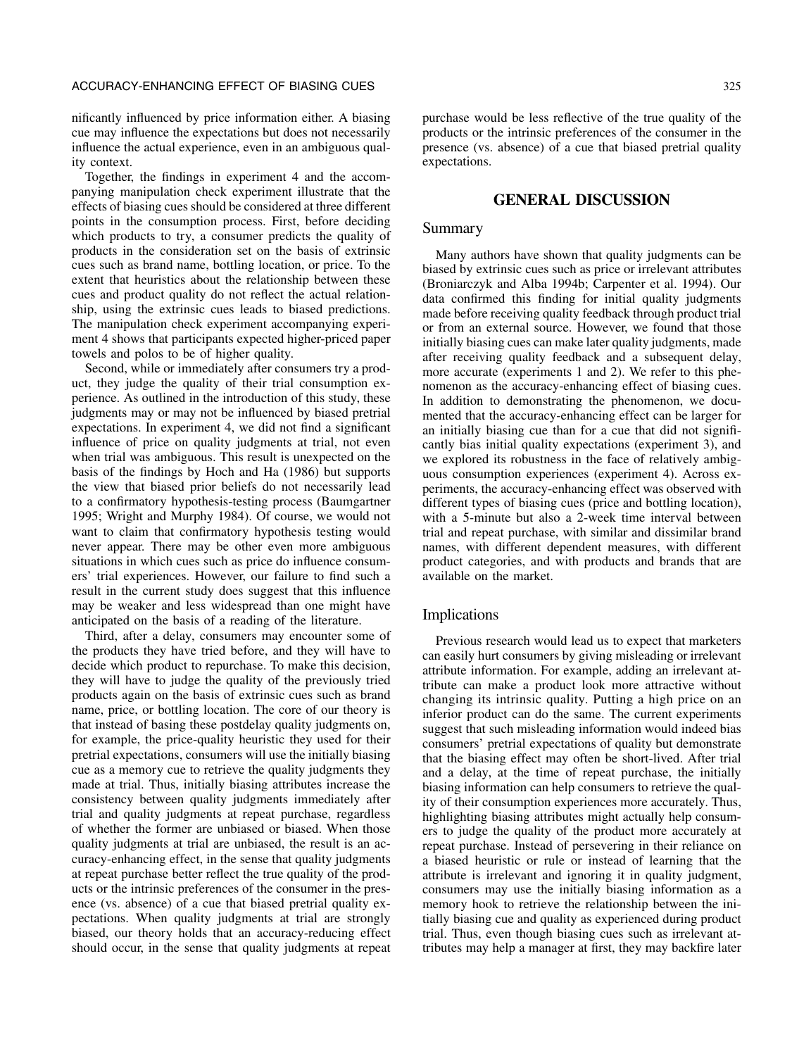nificantly influenced by price information either. A biasing cue may influence the expectations but does not necessarily influence the actual experience, even in an ambiguous quality context.

Together, the findings in experiment 4 and the accompanying manipulation check experiment illustrate that the effects of biasing cues should be considered at three different points in the consumption process. First, before deciding which products to try, a consumer predicts the quality of products in the consideration set on the basis of extrinsic cues such as brand name, bottling location, or price. To the extent that heuristics about the relationship between these cues and product quality do not reflect the actual relationship, using the extrinsic cues leads to biased predictions. The manipulation check experiment accompanying experiment 4 shows that participants expected higher-priced paper towels and polos to be of higher quality.

Second, while or immediately after consumers try a product, they judge the quality of their trial consumption experience. As outlined in the introduction of this study, these judgments may or may not be influenced by biased pretrial expectations. In experiment 4, we did not find a significant influence of price on quality judgments at trial, not even when trial was ambiguous. This result is unexpected on the basis of the findings by Hoch and Ha (1986) but supports the view that biased prior beliefs do not necessarily lead to a confirmatory hypothesis-testing process (Baumgartner 1995; Wright and Murphy 1984). Of course, we would not want to claim that confirmatory hypothesis testing would never appear. There may be other even more ambiguous situations in which cues such as price do influence consumers' trial experiences. However, our failure to find such a result in the current study does suggest that this influence may be weaker and less widespread than one might have anticipated on the basis of a reading of the literature.

Third, after a delay, consumers may encounter some of the products they have tried before, and they will have to decide which product to repurchase. To make this decision, they will have to judge the quality of the previously tried products again on the basis of extrinsic cues such as brand name, price, or bottling location. The core of our theory is that instead of basing these postdelay quality judgments on, for example, the price-quality heuristic they used for their pretrial expectations, consumers will use the initially biasing cue as a memory cue to retrieve the quality judgments they made at trial. Thus, initially biasing attributes increase the consistency between quality judgments immediately after trial and quality judgments at repeat purchase, regardless of whether the former are unbiased or biased. When those quality judgments at trial are unbiased, the result is an accuracy-enhancing effect, in the sense that quality judgments at repeat purchase better reflect the true quality of the products or the intrinsic preferences of the consumer in the presence (vs. absence) of a cue that biased pretrial quality expectations. When quality judgments at trial are strongly biased, our theory holds that an accuracy-reducing effect should occur, in the sense that quality judgments at repeat purchase would be less reflective of the true quality of the products or the intrinsic preferences of the consumer in the presence (vs. absence) of a cue that biased pretrial quality expectations.

# GENERAL DISCUSSION

## Summary

Many authors have shown that quality judgments can be biased by extrinsic cues such as price or irrelevant attributes (Broniarczyk and Alba 1994b; Carpenter et al. 1994). Our data confirmed this finding for initial quality judgments made before receiving quality feedback through product trial or from an external source. However, we found that those initially biasing cues can make later quality judgments, made after receiving quality feedback and a subsequent delay, more accurate (experiments 1 and 2). We refer to this phenomenon as the accuracy-enhancing effect of biasing cues. In addition to demonstrating the phenomenon, we documented that the accuracy-enhancing effect can be larger for an initially biasing cue than for a cue that did not significantly bias initial quality expectations (experiment 3), and we explored its robustness in the face of relatively ambiguous consumption experiences (experiment 4). Across experiments, the accuracy-enhancing effect was observed with different types of biasing cues (price and bottling location), with a 5-minute but also a 2-week time interval between trial and repeat purchase, with similar and dissimilar brand names, with different dependent measures, with different product categories, and with products and brands that are available on the market.

## Implications

Previous research would lead us to expect that marketers can easily hurt consumers by giving misleading or irrelevant attribute information. For example, adding an irrelevant attribute can make a product look more attractive without changing its intrinsic quality. Putting a high price on an inferior product can do the same. The current experiments suggest that such misleading information would indeed bias consumers' pretrial expectations of quality but demonstrate that the biasing effect may often be short-lived. After trial and a delay, at the time of repeat purchase, the initially biasing information can help consumers to retrieve the quality of their consumption experiences more accurately. Thus, highlighting biasing attributes might actually help consumers to judge the quality of the product more accurately at repeat purchase. Instead of persevering in their reliance on a biased heuristic or rule or instead of learning that the attribute is irrelevant and ignoring it in quality judgment, consumers may use the initially biasing information as a memory hook to retrieve the relationship between the initially biasing cue and quality as experienced during product trial. Thus, even though biasing cues such as irrelevant attributes may help a manager at first, they may backfire later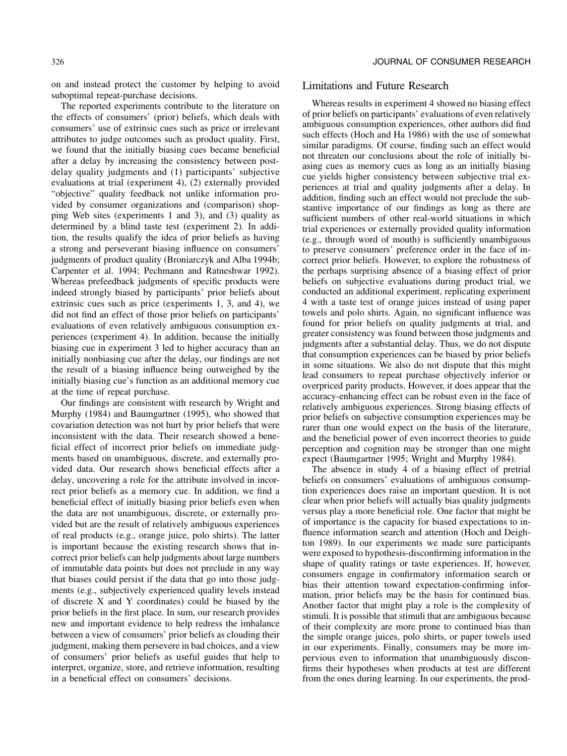on and instead protect the customer by helping to avoid suboptimal repeat-purchase decisions.

The reported experiments contribute to the literature on the effects of consumers' (prior) beliefs, which deals with consumers' use of extrinsic cues such as price or irrelevant attributes to judge outcomes such as product quality. First, we found that the initially biasing cues became beneficial after a delay by increasing the consistency between post-delay quality judgments and (1) participants' subjective evaluations at trial (experiment 4), (2) externally provided "objective" quality feedback not unlike information provided by consumer organizations and (comparison) shopping Web sites (experiments 1 and 3), and (3) quality as determined by a blind taste test (experiment 2). In addition, the results qualify the idea of prior beliefs as having a strong and perseverant biasing influence on consumers' judgments of product quality (Broniarczyk and Alba 1994b; Carpenter et al. 1994; Pechmann and Ratneshwar 1992). Whereas prefeedback judgments of specific products were indeed strongly biased by participants' prior beliefs about extrinsic cues such as price (experiments 1, 3, and 4), we did not find an effect of those prior beliefs on participants' evaluations of even relatively ambiguous consumption experiences (experiment 4). In addition, because the initially biasing cue in experiment 3 led to higher accuracy than an initially nonbiasing cue after the delay, our findings are not the result of a biasing influence being outweighed by the initially biasing cue's function as an additional memory cue at the time of repeat purchase.

Our findings are consistent with research by Wright and Murphy (1984) and Baumgartner (1995), who showed that covariation detection was not hurt by prior beliefs that were inconsistent with the data. Their research showed a beneficial effect of incorrect prior beliefs on immediate judgments based on unambiguous, discrete, and externally provided data. Our research shows beneficial effects after a delay, uncovering a role for the attribute involved in incorrect prior beliefs as a memory cue. In addition, we find a beneficial effect of initially biasing prior beliefs even when the data are not unambiguous, discrete, or externally provided but are the result of relatively ambiguous experiences of real products (e.g., orange juice, polo shirts). The latter is important because the existing research shows that incorrect prior beliefs can help judgments about large numbers of immutable data points but does not preclude in any way that biases could persist if the data that go into those judgments (e.g., subjectively experienced quality levels instead of discrete X and Y coordinates) could be biased by the prior beliefs in the first place. In sum, our research provides new and important evidence to help redress the imbalance between a view of consumers' prior beliefs as clouding their judgment, making them persevere in bad choices, and a view of consumers' prior beliefs as useful guides that help to interpret, organize, store, and retrieve information, resulting in a beneficial effect on consumers' decisions.

## Limitations and Future Research

Whereas results in experiment 4 showed no biasing effect of prior beliefs on participants' evaluations of even relatively ambiguous consumption experiences, other authors did find such effects (Hoch and Ha 1986) with the use of somewhat similar paradigms. Of course, finding such an effect would not threaten our conclusions about the role of initially biasing cues as memory cues as long as an initially biasing cue yields higher consistency between subjective trial experiences at trial and quality judgments after a delay. In addition, finding such an effect would not preclude the substantive importance of our findings as long as there are sufficient numbers of other real-world situations in which trial experiences or externally provided quality information (e.g., through word of mouth) is sufficiently unambiguous to preserve consumers' preference order in the face of incorrect prior beliefs. However, to explore the robustness of the perhaps surprising absence of a biasing effect of prior beliefs on subjective evaluations during product trial, we conducted an additional experiment, replicating experiment 4 with a taste test of orange juices instead of using paper towels and polo shirts. Again, no significant influence was found for prior beliefs on quality judgments at trial, and greater consistency was found between those judgments and judgments after a substantial delay. Thus, we do not dispute that consumption experiences can be biased by prior beliefs in some situations. We also do not dispute that this might lead consumers to repeat purchase objectively inferior or overpriced parity products. However, it does appear that the accuracy-enhancing effect can be robust even in the face of relatively ambiguous experiences. Strong biasing effects of prior beliefs on subjective consumption experiences may be rarer than one would expect on the basis of the literature, and the beneficial power of even incorrect theories to guide perception and cognition may be stronger than one might expect (Baumgartner 1995; Wright and Murphy 1984).

The absence in study 4 of a biasing effect of pretrial beliefs on consumers' evaluations of ambiguous consumption experiences does raise an important question. It is not clear when prior beliefs will actually bias quality judgments versus play a more beneficial role. One factor that might be of importance is the capacity for biased expectations to influence information search and attention (Hoch and Deighton 1989). In our experiments we made sure participants were exposed to hypothesis-disconfirming information in the shape of quality ratings or taste experiences. If, however, consumers engage in confirmatory information search or bias their attention toward expectation-confirming information, prior beliefs may be the basis for continued bias. Another factor that might play a role is the complexity of stimuli. It is possible that stimuli that are ambiguous because of their complexity are more prone to continued bias than the simple orange juices, polo shirts, or paper towels used in our experiments. Finally, consumers may be more impervious even to information that unambiguously disconfirms their hypotheses when products at test are different from the ones during learning. In our experiments, the prod-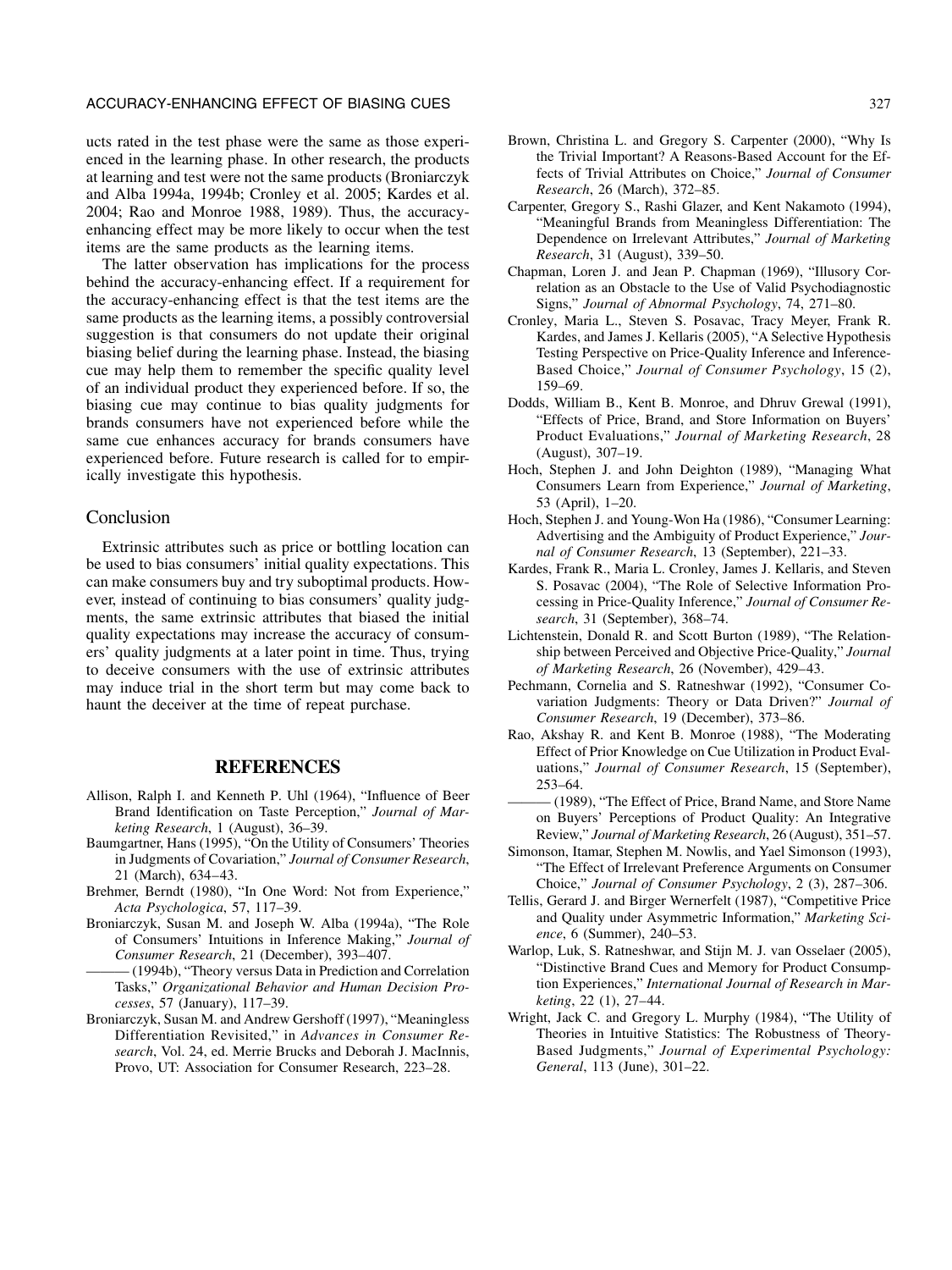ucts rated in the test phase were the same as those experienced in the learning phase. In other research, the products at learning and test were not the same products (Broniarczyk and Alba 1994a, 1994b; Cronley et al. 2005; Kardes et al. 2004; Rao and Monroe 1988, 1989). Thus, the accuracy-enhancing effect may be more likely to occur when the test items are the same products as the learning items.

The latter observation has implications for the process behind the accuracy-enhancing effect. If a requirement for the accuracy-enhancing effect is that the test items are the same products as the learning items, a possibly controversial suggestion is that consumers do not update their original biasing belief during the learning phase. Instead, the biasing cue may help them to remember the specific quality level of an individual product they experienced before. If so, the biasing cue may continue to bias quality judgments for brands consumers have not experienced before while the same cue enhances accuracy for brands consumers have experienced before. Future research is called for to empirically investigate this hypothesis.

## Conclusion

Extrinsic attributes such as price or bottling location can be used to bias consumers' initial quality expectations. This can make consumers buy and try suboptimal products. However, instead of continuing to bias consumers' quality judgments, the same extrinsic attributes that biased the initial quality expectations may increase the accuracy of consumers' quality judgments at a later point in time. Thus, trying to deceive consumers with the use of extrinsic attributes may induce trial in the short term but may come back to haunt the deceiver at the time of repeat purchase.

## REFERENCES

Allison, Ralph I. and Kenneth P. Uhl (1964), "Influence of Beer Brand Identification on Taste Perception," *Journal of Marketing Research*, 1 (August), 36–39.

Baumgartner, Hans (1995), "On the Utility of Consumers' Theories in Judgments of Covariation," *Journal of Consumer Research*, 21 (March), 634–43.

Brehmer, Berndt (1980), "In One Word: Not from Experience," *Acta Psychologica*, 57, 117–39.

Broniarczyk, Susan M. and Joseph W. Alba (1994a), "The Role of Consumers' Intuitions in Inference Making," *Journal of Consumer Research*, 21 (December), 393–407.

——— (1994b), "Theory versus Data in Prediction and Correlation Tasks," *Organizational Behavior and Human Decision Processes*, 57 (January), 117–39.

Broniarczyk, Susan M. and Andrew Gershoff (1997), "Meaningless Differentiation Revisited," in *Advances in Consumer Research*, Vol. 24, ed. Merrie Brucks and Deborah J. MacInnis, Provo, UT: Association for Consumer Research, 223–28.

Brown, Christina L. and Gregory S. Carpenter (2000), "Why Is the Trivial Important? A Reasons-Based Account for the Effects of Trivial Attributes on Choice," *Journal of Consumer Research*, 26 (March), 372–85.

Carpenter, Gregory S., Rashi Glazer, and Kent Nakamoto (1994), "Meaningful Brands from Meaningless Differentiation: The Dependence on Irrelevant Attributes," *Journal of Marketing Research*, 31 (August), 339–50.

Chapman, Loren J. and Jean P. Chapman (1969), "Illusory Correlation as an Obstacle to the Use of Valid Psychodiagnostic Signs," *Journal of Abnormal Psychology*, 74, 271–80.

Cronley, Maria L., Steven S. Posavac, Tracy Meyer, Frank R. Kardes, and James J. Kellaris (2005), "A Selective Hypothesis Testing Perspective on Price-Quality Inference and Inference-Based Choice," *Journal of Consumer Psychology*, 15 (2), 159–69.

Dodds, William B., Kent B. Monroe, and Dhruv Grewal (1991), "Effects of Price, Brand, and Store Information on Buyers' Product Evaluations," *Journal of Marketing Research*, 28 (August), 307–19.

Hoch, Stephen J. and John Deighton (1989), "Managing What Consumers Learn from Experience," *Journal of Marketing*, 53 (April), 1–20.

Hoch, Stephen J. and Young-Won Ha (1986), "Consumer Learning: Advertising and the Ambiguity of Product Experience," *Journal of Consumer Research*, 13 (September), 221–33.

Kardes, Frank R., Maria L. Cronley, James J. Kellaris, and Steven S. Posavac (2004), "The Role of Selective Information Processing in Price-Quality Inference," *Journal of Consumer Research*, 31 (September), 368–74.

Lichtenstein, Donald R. and Scott Burton (1989), "The Relationship between Perceived and Objective Price-Quality," *Journal of Marketing Research*, 26 (November), 429–43.

Pechmann, Cornelia and S. Ratneshwar (1992), "Consumer Covariation Judgments: Theory or Data Driven?" *Journal of Consumer Research*, 19 (December), 373–86.

Rao, Akshay R. and Kent B. Monroe (1988), "The Moderating Effect of Prior Knowledge on Cue Utilization in Product Evaluations," *Journal of Consumer Research*, 15 (September), 253–64.

——— (1989), "The Effect of Price, Brand Name, and Store Name on Buyers' Perceptions of Product Quality: An Integrative Review," *Journal of Marketing Research*, 26 (August), 351–57.

Simonson, Itamar, Stephen M. Nowlis, and Yael Simonson (1993), "The Effect of Irrelevant Preference Arguments on Consumer Choice," *Journal of Consumer Psychology*, 2 (3), 287–306.

Tellis, Gerard J. and Birger Wernerfelt (1987), "Competitive Price and Quality under Asymmetric Information," *Marketing Science*, 6 (Summer), 240–53.

Warlop, Luk, S. Ratneshwar, and Stijn M. J. van Osselaer (2005), "Distinctive Brand Cues and Memory for Product Consumption Experiences," *International Journal of Research in Marketing*, 22 (1), 27–44.

Wright, Jack C. and Gregory L. Murphy (1984), "The Utility of Theories in Intuitive Statistics: The Robustness of Theory-Based Judgments," *Journal of Experimental Psychology: General*, 113 (June), 301–22.